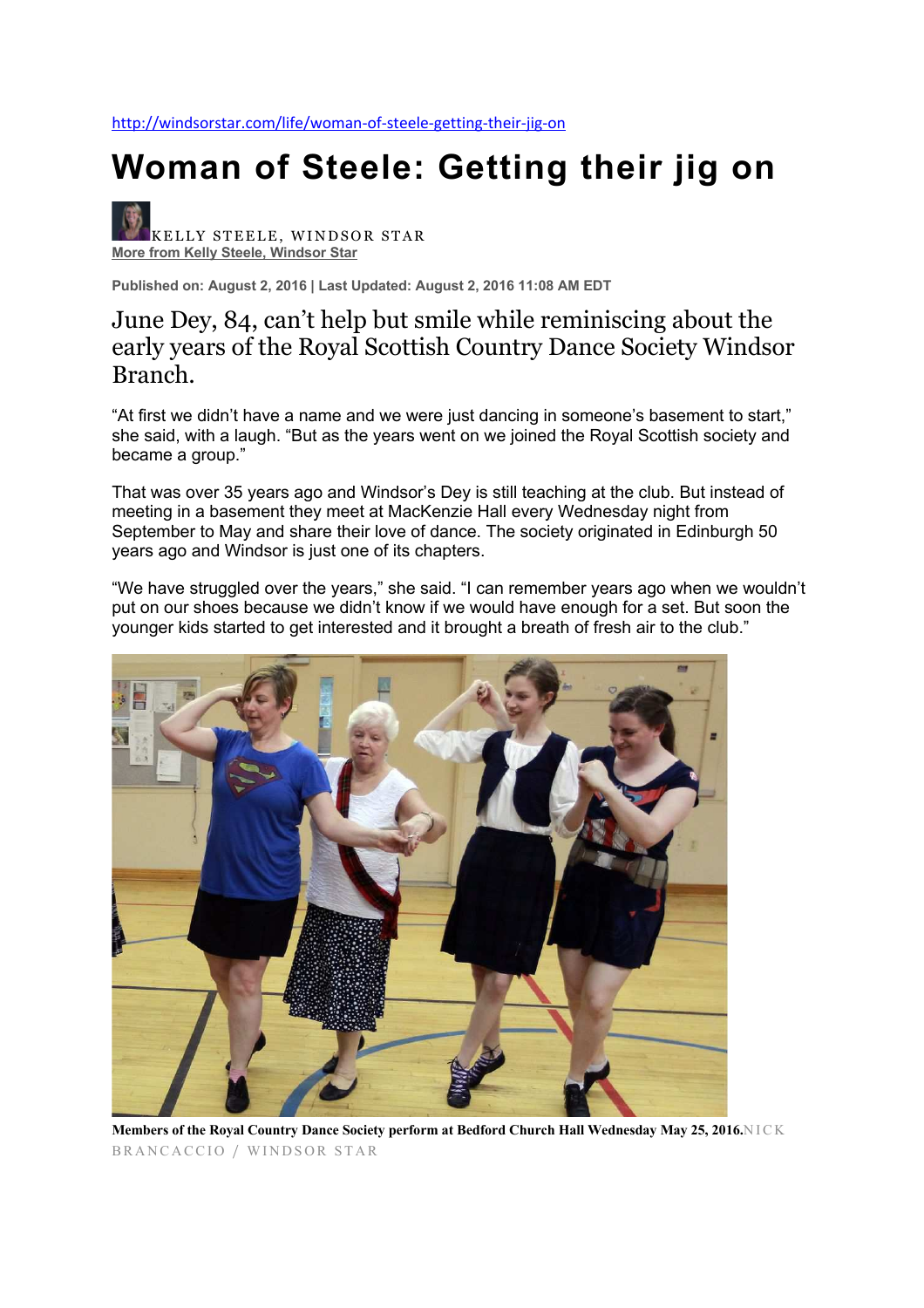http://windsorstar.com/life/woman-of-steele-getting-their-jig-on

# Woman of Steele: Getting their jig on

KELLY STEELE, WINDSOR STAR
More from Kelly Steele, Windsor Star

**Published on: August 2, 2016 | Last Updated: August 2, 2016 11:08 AM EDT**

## June Dey, 84, can't help but smile while reminiscing about the early years of the Royal Scottish Country Dance Society Windsor Branch.

"At first we didn't have a name and we were just dancing in someone's basement to start," she said, with a laugh. "But as the years went on we joined the Royal Scottish society and became a group."

That was over 35 years ago and Windsor's Dey is still teaching at the club. But instead of meeting in a basement they meet at MacKenzie Hall every Wednesday night from September to May and share their love of dance. The society originated in Edinburgh 50 years ago and Windsor is just one of its chapters.

"We have struggled over the years," she said. "I can remember years ago when we wouldn't put on our shoes because we didn't know if we would have enough for a set. But soon the younger kids started to get interested and it brought a breath of fresh air to the club."

**Members of the Royal Country Dance Society perform at Bedford Church Hall Wednesday May 25, 2016.** NICK BRANCACCIO / WINDSOR STAR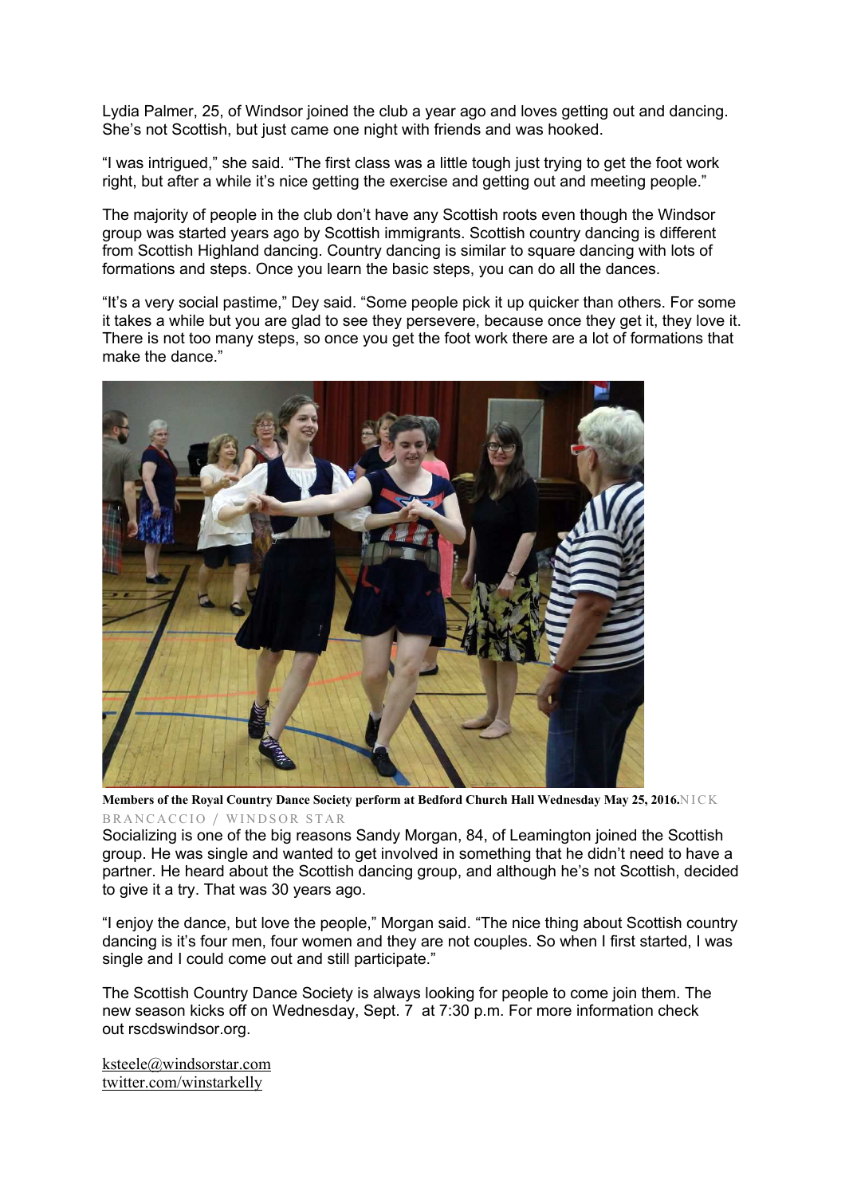Lydia Palmer, 25, of Windsor joined the club a year ago and loves getting out and dancing. She's not Scottish, but just came one night with friends and was hooked.

"I was intrigued," she said. "The first class was a little tough just trying to get the foot work right, but after a while it's nice getting the exercise and getting out and meeting people."

The majority of people in the club don't have any Scottish roots even though the Windsor group was started years ago by Scottish immigrants. Scottish country dancing is different from Scottish Highland dancing. Country dancing is similar to square dancing with lots of formations and steps. Once you learn the basic steps, you can do all the dances.

"It's a very social pastime," Dey said. "Some people pick it up quicker than others. For some it takes a while but you are glad to see they persevere, because once they get it, they love it. There is not too many steps, so once you get the foot work there are a lot of formations that make the dance."

**Members of the Royal Country Dance Society perform at Bedford Church Hall Wednesday May 25, 2016.** NICK BRANCACCIO / WINDSOR STAR

Socializing is one of the big reasons Sandy Morgan, 84, of Leamington joined the Scottish group. He was single and wanted to get involved in something that he didn't need to have a partner. He heard about the Scottish dancing group, and although he's not Scottish, decided to give it a try. That was 30 years ago.

"I enjoy the dance, but love the people," Morgan said. "The nice thing about Scottish country dancing is it's four men, four women and they are not couples. So when I first started, I was single and I could come out and still participate."

The Scottish Country Dance Society is always looking for people to come join them. The new season kicks off on Wednesday, Sept. 7 at 7:30 p.m. For more information check out rscdswindsor.org.

ksteele@windsorstar.com
twitter.com/winstarkelly